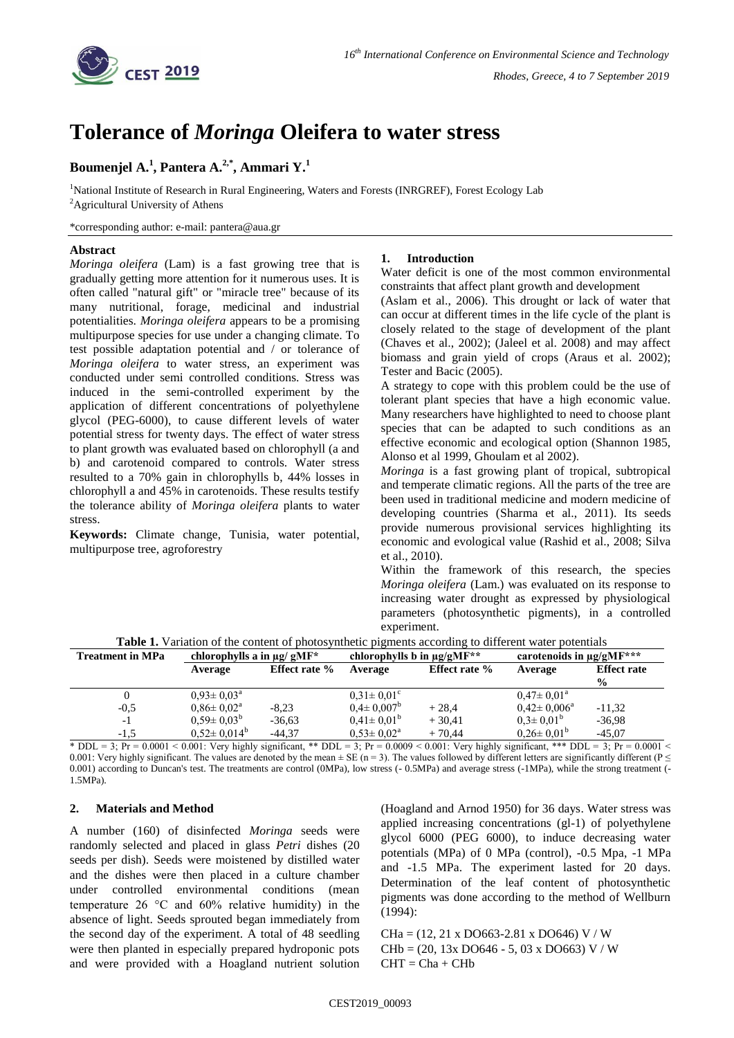# Tolerance of *Moringa* Oleifera to water stress

**Boumenjel A.[1], Pantera A.[2,*], Ammari Y.[1]**

[1]National Institute of Research in Rural Engineering, Waters and Forests (INRGREF), Forest Ecology Lab

[2]Agricultural University of Athens

*corresponding author: e-mail: pantera@aua.gr

## Abstract

*Moringa oleifera* (Lam) is a fast growing tree that is gradually getting more attention for it numerous uses. It is often called "natural gift" or "miracle tree" because of its many nutritional, forage, medicinal and industrial potentialities. *Moringa oleifera* appears to be a promising multipurpose species for use under a changing climate. To test possible adaptation potential and / or tolerance of *Moringa oleifera* to water stress, an experiment was conducted under semi controlled conditions. Stress was induced in the semi-controlled experiment by the application of different concentrations of polyethylene glycol (PEG-6000), to cause different levels of water potential stress for twenty days. The effect of water stress to plant growth was evaluated based on chlorophyll (a and b) and carotenoid compared to controls. Water stress resulted to a 70% gain in chlorophylls b, 44% losses in chlorophyll a and 45% in carotenoids. These results testify the tolerance ability of *Moringa oleifera* plants to water stress.

**Keywords:** Climate change, Tunisia, water potential, multipurpose tree, agroforestry

## 1. Introduction

Water deficit is one of the most common environmental constraints that affect plant growth and development (Aslam et al., 2006). This drought or lack of water that can occur at different times in the life cycle of the plant is closely related to the stage of development of the plant (Chaves et al., 2002); (Jaleel et al. 2008) and may affect biomass and grain yield of crops (Araus et al. 2002); Tester and Bacic (2005).

A strategy to cope with this problem could be the use of tolerant plant species that have a high economic value. Many researchers have highlighted to need to choose plant species that can be adapted to such conditions as an effective economic and ecological option (Shannon 1985, Alonso et al 1999, Ghoulam et al 2002).

*Moringa* is a fast growing plant of tropical, subtropical and temperate climatic regions. All the parts of the tree are been used in traditional medicine and modern medicine of developing countries (Sharma et al., 2011). Its seeds provide numerous provisional services highlighting its economic and evological value (Rashid et al., 2008; Silva et al., 2010).

Within the framework of this research, the species *Moringa oleifera* (Lam.) was evaluated on its response to increasing water drought as expressed by physiological parameters (photosynthetic pigments), in a controlled experiment.

**Table 1.** Variation of the content of photosynthetic pigments according to different water potentials

| Treatment in MPa | chlorophylls a in µg/ gMF* | | chlorophylls b in µg/gMF** | | carotenoids in µg/gMF*** | |
|---|---|---|---|---|---|---|
| | Average | Effect rate % | Average | Effect rate % | Average | Effect rate % |
| 0 | 0,93± 0,03[a] | | 0,31± 0,01[c] | | 0,47± 0,01[a] | |
| -0,5 | 0,86± 0,02[a] | -8,23 | 0,4± 0,007[b] | + 28,4 | 0,42± 0,006[a] | -11,32 |
| -1 | 0,59± 0,03[b] | -36,63 | 0,41± 0,01[b] | + 30,41 | 0,3± 0,01[b] | -36,98 |
| -1,5 | 0,52± 0,014[b] | -44,37 | 0,53± 0,02[a] | + 70,44 | 0,26± 0,01[b] | -45,07 |

\* DDL = 3; Pr = 0.0001 < 0.001: Very highly significant, ** DDL = 3; Pr = 0.0009 < 0.001: Very highly significant, *** DDL = 3; Pr = 0.0001 < 0.001: Very highly significant. The values are denoted by the mean ± SE (n = 3). The values followed by different letters are significantly different ($P \leq 0.001$) according to Duncan's test. The treatments are control (0MPa), low stress (- 0.5MPa) and average stress (-1MPa), while the strong treatment (-1.5MPa).

## 2. Materials and Method

A number (160) of disinfected *Moringa* seeds were randomly selected and placed in glass *Petri* dishes (20 seeds per dish). Seeds were moistened by distilled water and the dishes were then placed in a culture chamber under controlled environmental conditions (mean temperature 26 °C and 60% relative humidity) in the absence of light. Seeds sprouted began immediately from the second day of the experiment. A total of 48 seedling were then planted in especially prepared hydroponic pots and were provided with a Hoagland nutrient solution (Hoagland and Arnod 1950) for 36 days. Water stress was applied increasing concentrations (gl-1) of polyethylene glycol 6000 (PEG 6000), to induce decreasing water potentials (MPa) of 0 MPa (control), -0.5 Mpa, -1 MPa and -1.5 MPa. The experiment lasted for 20 days. Determination of the leaf content of photosynthetic pigments was done according to the method of Wellburn (1994):

$$CHa = (12,21 \times DO663 - 2.81 \times DO646)\ V / W$$

$$CHb = (20,13 \times DO646 - 5,03 \times DO663)\ V / W$$

$$CHT = Cha + CHb$$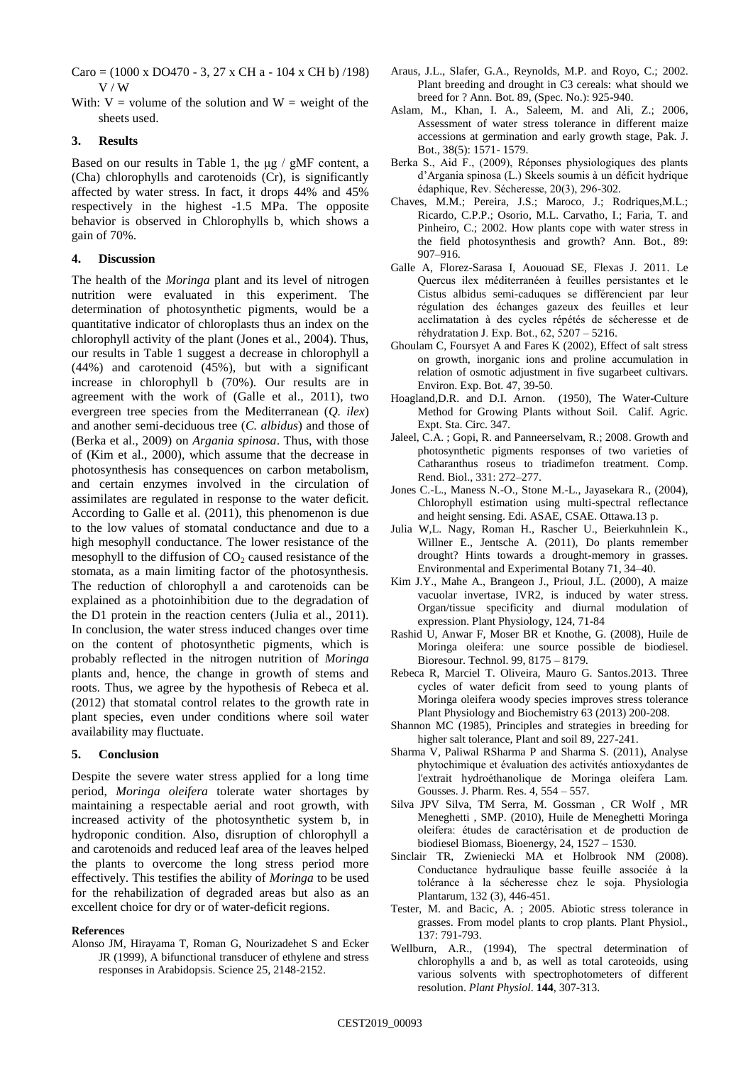Caro = (1000 x DO470 - 3, 27 x CH a - 104 x CH b) /198) V / W

With: V = volume of the solution and W = weight of the sheets used.

## 3. Results

Based on our results in Table 1, the µg / gMF content, a (Cha) chlorophylls and carotenoids (Cr), is significantly affected by water stress. In fact, it drops 44% and 45% respectively in the highest -1.5 MPa. The opposite behavior is observed in Chlorophylls b, which shows a gain of 70%.

## 4. Discussion

The health of the *Moringa* plant and its level of nitrogen nutrition were evaluated in this experiment. The determination of photosynthetic pigments, would be a quantitative indicator of chloroplasts thus an index on the chlorophyll activity of the plant (Jones et al., 2004). Thus, our results in Table 1 suggest a decrease in chlorophyll a (44%) and carotenoid (45%), but with a significant increase in chlorophyll b (70%). Our results are in agreement with the work of (Galle et al., 2011), two evergreen tree species from the Mediterranean (*Q. ilex*) and another semi-deciduous tree (*C. albidus*) and those of (Berka et al., 2009) on *Argania spinosa*. Thus, with those of (Kim et al., 2000), which assume that the decrease in photosynthesis has consequences on carbon metabolism, and certain enzymes involved in the circulation of assimilates are regulated in response to the water deficit. According to Galle et al. (2011), this phenomenon is due to the low values of stomatal conductance and due to a high mesophyll conductance. The lower resistance of the mesophyll to the diffusion of $CO_2$ caused resistance of the stomata, as a main limiting factor of the photosynthesis. The reduction of chlorophyll a and carotenoids can be explained as a photoinhibition due to the degradation of the D1 protein in the reaction centers (Julia et al., 2011). In conclusion, the water stress induced changes over time on the content of photosynthetic pigments, which is probably reflected in the nitrogen nutrition of *Moringa* plants and, hence, the change in growth of stems and roots. Thus, we agree by the hypothesis of Rebeca et al. (2012) that stomatal control relates to the growth rate in plant species, even under conditions where soil water availability may fluctuate.

## 5. Conclusion

Despite the severe water stress applied for a long time period, *Moringa oleifera* tolerate water shortages by maintaining a respectable aerial and root growth, with increased activity of the photosynthetic system b, in hydroponic condition. Also, disruption of chlorophyll a and carotenoids and reduced leaf area of the leaves helped the plants to overcome the long stress period more effectively. This testifies the ability of *Moringa* to be used for the rehabilization of degraded areas but also as an excellent choice for dry or of water-deficit regions.

**References**

Alonso JM, Hirayama T, Roman G, Nourizadehet S and Ecker JR (1999), A bifunctional transducer of ethylene and stress responses in Arabidopsis. Science 25, 2148-2152.

Araus, J.L., Slafer, G.A., Reynolds, M.P. and Royo, C.; 2002. Plant breeding and drought in C3 cereals: what should we breed for ? Ann. Bot. 89, (Spec. No.): 925-940.

Aslam, M., Khan, I. A., Saleem, M. and Ali, Z.; 2006, Assessment of water stress tolerance in different maize accessions at germination and early growth stage, Pak. J. Bot., 38(5): 1571- 1579.

Berka S., Aid F., (2009), Réponses physiologiques des plants d'Argania spinosa (L.) Skeels soumis à un déficit hydrique édaphique, Rev. Sécheresse, 20(3), 296-302.

Chaves, M.M.; Pereira, J.S.; Maroco, J.; Rodriques,M.L.; Ricardo, C.P.P.; Osorio, M.L. Carvatho, I.; Faria, T. and Pinheiro, C.; 2002. How plants cope with water stress in the field photosynthesis and growth? Ann. Bot., 89: 907–916.

Galle A, Florez-Sarasa I, Aououad SE, Flexas J. 2011. Le Quercus ilex méditerranéen à feuilles persistantes et le Cistus albidus semi-caduques se différencient par leur régulation des échanges gazeux des feuilles et leur acclimatation à des cycles répétés de sécheresse et de réhydratation J. Exp. Bot., 62, 5207 – 5216.

Ghoulam C, Foursyet A and Fares K (2002), Effect of salt stress on growth, inorganic ions and proline accumulation in relation of osmotic adjustment in five sugarbeet cultivars. Environ. Exp. Bot. 47, 39-50.

Hoagland,D.R. and D.I. Arnon. (1950), The Water-Culture Method for Growing Plants without Soil. Calif. Agric. Expt. Sta. Circ. 347.

Jaleel, C.A. ; Gopi, R. and Panneerselvam, R.; 2008. Growth and photosynthetic pigments responses of two varieties of Catharanthus roseus to triadimefon treatment. Comp. Rend. Biol., 331: 272–277.

Jones C.-L., Maness N.-O., Stone M.-L., Jayasekara R., (2004), Chlorophyll estimation using multi-spectral reflectance and height sensing. Edi. ASAE, CSAE. Ottawa.13 p.

Julia W,L. Nagy, Roman H., Rascher U., Beierkuhnlein K., Willner E., Jentsche A. (2011), Do plants remember drought? Hints towards a drought-memory in grasses. Environmental and Experimental Botany 71, 34–40.

Kim J.Y., Mahe A., Brangeon J., Prioul, J.L. (2000), A maize vacuolar invertase, IVR2, is induced by water stress. Organ/tissue specificity and diurnal modulation of expression. Plant Physiology, 124, 71-84

Rashid U, Anwar F, Moser BR et Knothe, G. (2008), Huile de Moringa oleifera: une source possible de biodiesel. Bioresour. Technol. 99, 8175 – 8179.

Rebeca R, Marciel T. Oliveira, Mauro G. Santos.2013. Three cycles of water deficit from seed to young plants of Moringa oleifera woody species improves stress tolerance Plant Physiology and Biochemistry 63 (2013) 200-208.

Shannon MC (1985), Principles and strategies in breeding for higher salt tolerance, Plant and soil 89, 227-241.

Sharma V, Paliwal RSharma P and Sharma S. (2011), Analyse phytochimique et évaluation des activités antioxydantes de l'extrait hydroéthanolique de Moringa oleifera Lam. Gousses. J. Pharm. Res. 4, 554 – 557.

Silva JPV Silva, TM Serra, M. Gossman , CR Wolf , MR Meneghetti , SMP. (2010), Huile de Meneghetti Moringa oleifera: études de caractérisation et de production de biodiesel Biomass, Bioenergy, 24, 1527 – 1530.

Sinclair TR, Zwieniecki MA et Holbrook NM (2008). Conductance hydraulique basse feuille associée à la tolérance à la sécheresse chez le soja. Physiologia Plantarum, 132 (3), 446-451.

Tester, M. and Bacic, A. ; 2005. Abiotic stress tolerance in grasses. From model plants to crop plants. Plant Physiol., 137: 791-793.

Wellburn, A.R., (1994), The spectral determination of chlorophylls a and b, as well as total caroteoids, using various solvents with spectrophotometers of different resolution. *Plant Physiol*. **144**, 307-313.